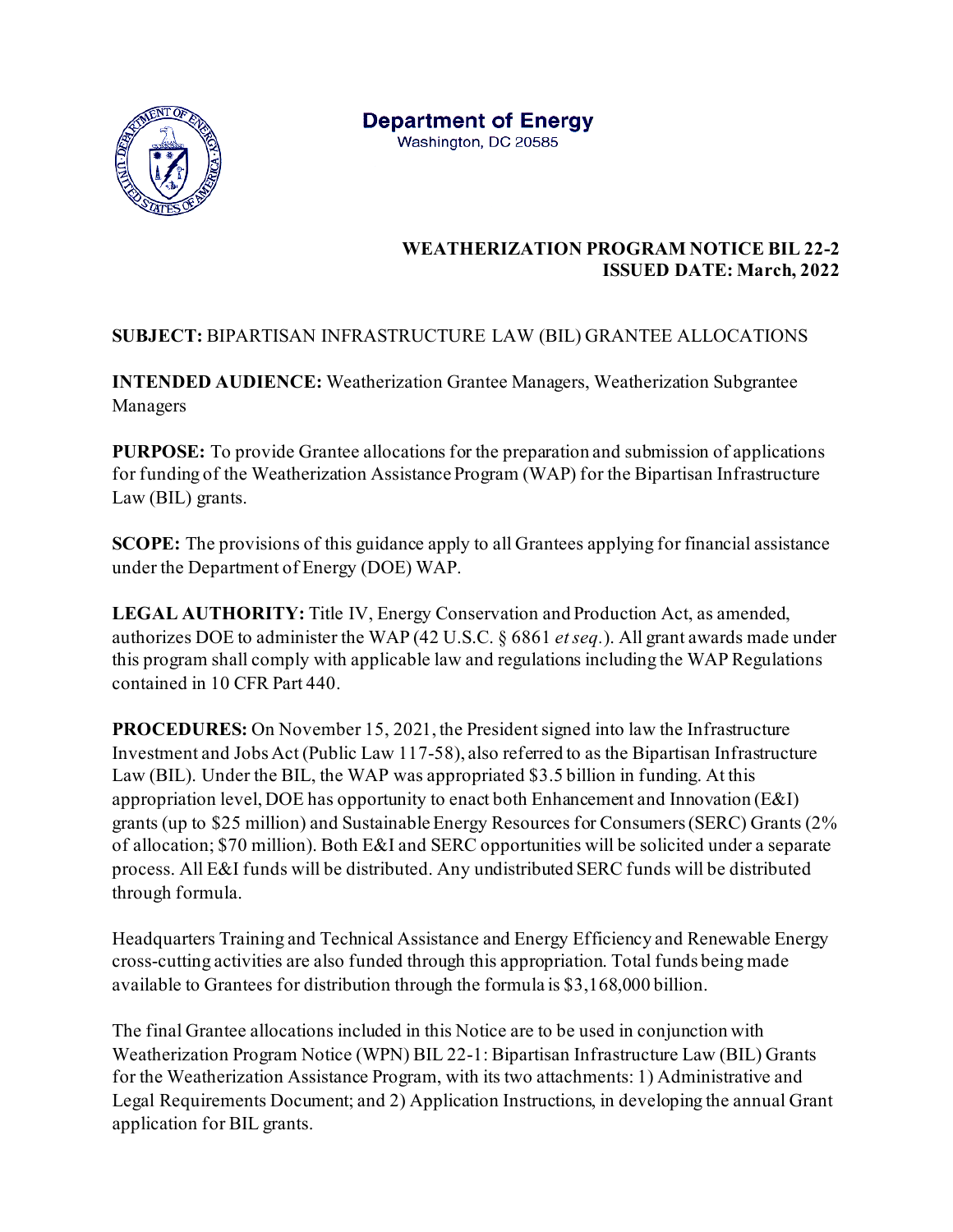**Department of Energy**
Washington, DC 20585

**WEATHERIZATION PROGRAM NOTICE BIL 22-2**
**ISSUED DATE: March, 2022**

**SUBJECT:** BIPARTISAN INFRASTRUCTURE LAW (BIL) GRANTEE ALLOCATIONS

**INTENDED AUDIENCE:** Weatherization Grantee Managers, Weatherization Subgrantee Managers

**PURPOSE:** To provide Grantee allocations for the preparation and submission of applications for funding of the Weatherization Assistance Program (WAP) for the Bipartisan Infrastructure Law (BIL) grants.

**SCOPE:** The provisions of this guidance apply to all Grantees applying for financial assistance under the Department of Energy (DOE) WAP.

**LEGAL AUTHORITY:** Title IV, Energy Conservation and Production Act, as amended, authorizes DOE to administer the WAP (42 U.S.C. § 6861 *et seq.*). All grant awards made under this program shall comply with applicable law and regulations including the WAP Regulations contained in 10 CFR Part 440.

**PROCEDURES:** On November 15, 2021, the President signed into law the Infrastructure Investment and Jobs Act (Public Law 117-58), also referred to as the Bipartisan Infrastructure Law (BIL). Under the BIL, the WAP was appropriated $3.5 billion in funding. At this appropriation level, DOE has opportunity to enact both Enhancement and Innovation (E&I) grants (up to $25 million) and Sustainable Energy Resources for Consumers (SERC) Grants (2% of allocation; $70 million). Both E&I and SERC opportunities will be solicited under a separate process. All E&I funds will be distributed. Any undistributed SERC funds will be distributed through formula.

Headquarters Training and Technical Assistance and Energy Efficiency and Renewable Energy cross-cutting activities are also funded through this appropriation. Total funds being made available to Grantees for distribution through the formula is $3,168,000 billion.

The final Grantee allocations included in this Notice are to be used in conjunction with Weatherization Program Notice (WPN) BIL 22-1: Bipartisan Infrastructure Law (BIL) Grants for the Weatherization Assistance Program, with its two attachments: 1) Administrative and Legal Requirements Document; and 2) Application Instructions, in developing the annual Grant application for BIL grants.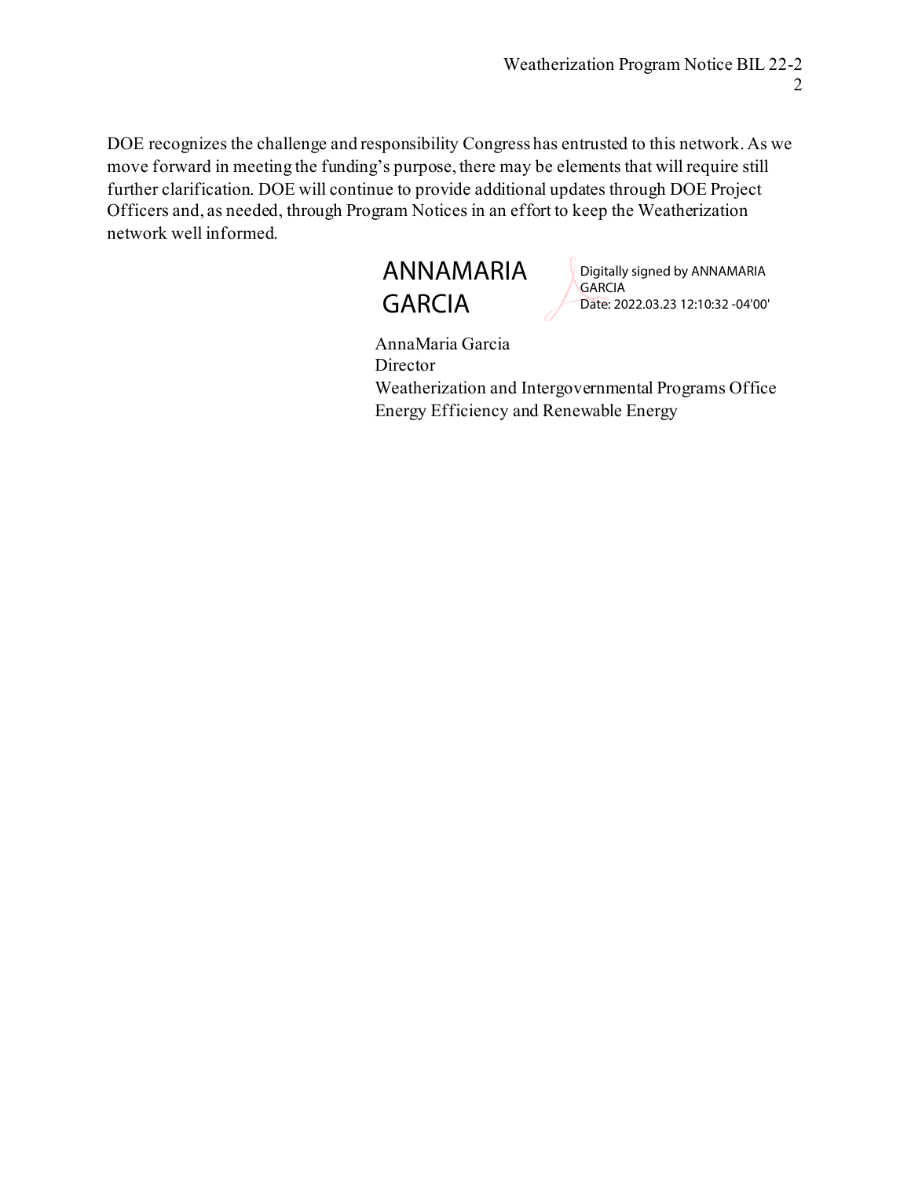DOE recognizes the challenge and responsibility Congress has entrusted to this network. As we move forward in meeting the funding's purpose, there may be elements that will require still further clarification. DOE will continue to provide additional updates through DOE Project Officers and, as needed, through Program Notices in an effort to keep the Weatherization network well informed.

ANNAMARIA GARCIA

Digitally signed by ANNAMARIA GARCIA
Date: 2022.03.23 12:10:32 -04'00'

AnnaMaria Garcia
Director
Weatherization and Intergovernmental Programs Office
Energy Efficiency and Renewable Energy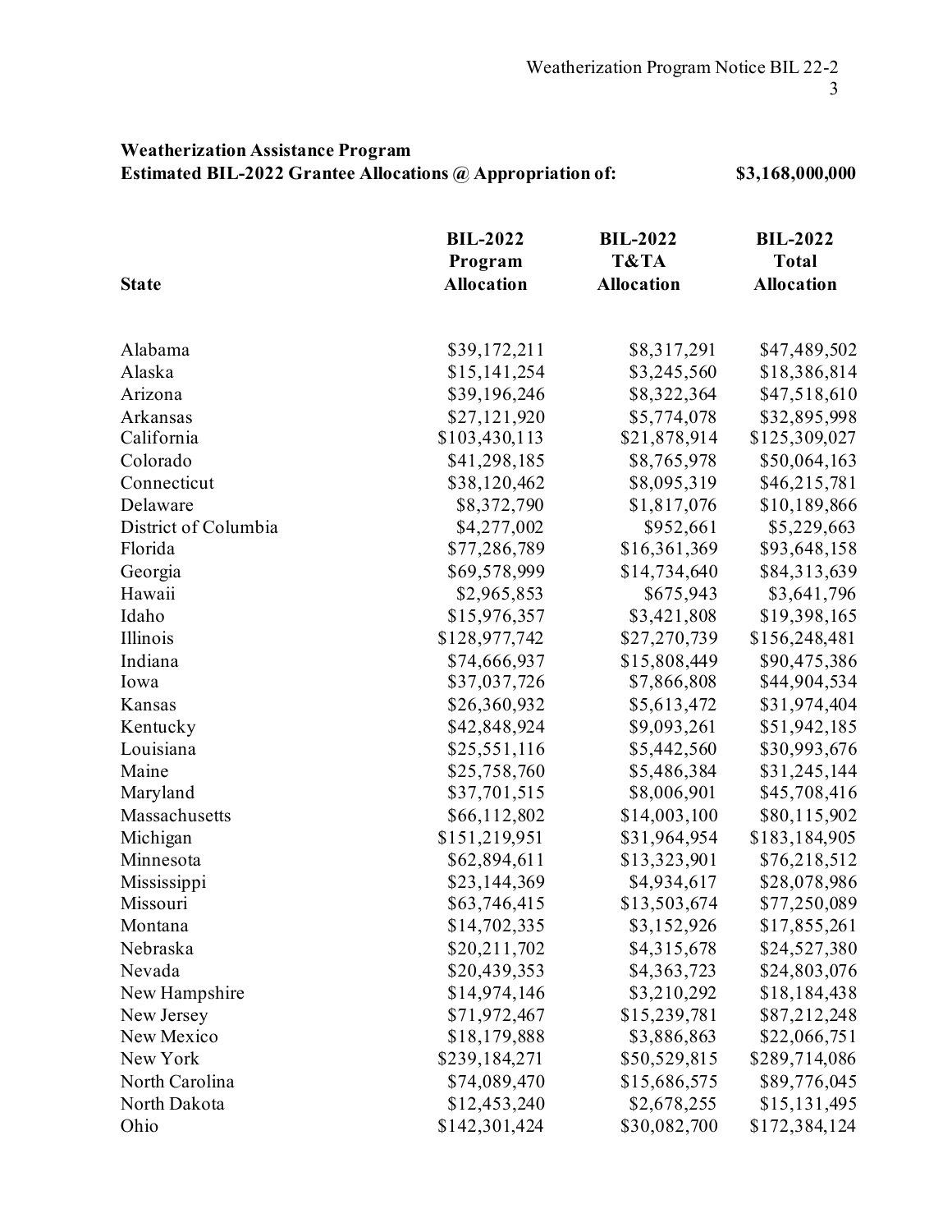**Weatherization Assistance Program**
**Estimated BIL-2022 Grantee Allocations @ Appropriation of: $3,168,000,000**

| State | BIL-2022 Program Allocation | BIL-2022 T&TA Allocation | BIL-2022 Total Allocation |
|---|---|---|---|
| Alabama | $39,172,211 | $8,317,291 | $47,489,502 |
| Alaska | $15,141,254 | $3,245,560 | $18,386,814 |
| Arizona | $39,196,246 | $8,322,364 | $47,518,610 |
| Arkansas | $27,121,920 | $5,774,078 | $32,895,998 |
| California | $103,430,113 | $21,878,914 | $125,309,027 |
| Colorado | $41,298,185 | $8,765,978 | $50,064,163 |
| Connecticut | $38,120,462 | $8,095,319 | $46,215,781 |
| Delaware | $8,372,790 | $1,817,076 | $10,189,866 |
| District of Columbia | $4,277,002 | $952,661 | $5,229,663 |
| Florida | $77,286,789 | $16,361,369 | $93,648,158 |
| Georgia | $69,578,999 | $14,734,640 | $84,313,639 |
| Hawaii | $2,965,853 | $675,943 | $3,641,796 |
| Idaho | $15,976,357 | $3,421,808 | $19,398,165 |
| Illinois | $128,977,742 | $27,270,739 | $156,248,481 |
| Indiana | $74,666,937 | $15,808,449 | $90,475,386 |
| Iowa | $37,037,726 | $7,866,808 | $44,904,534 |
| Kansas | $26,360,932 | $5,613,472 | $31,974,404 |
| Kentucky | $42,848,924 | $9,093,261 | $51,942,185 |
| Louisiana | $25,551,116 | $5,442,560 | $30,993,676 |
| Maine | $25,758,760 | $5,486,384 | $31,245,144 |
| Maryland | $37,701,515 | $8,006,901 | $45,708,416 |
| Massachusetts | $66,112,802 | $14,003,100 | $80,115,902 |
| Michigan | $151,219,951 | $31,964,954 | $183,184,905 |
| Minnesota | $62,894,611 | $13,323,901 | $76,218,512 |
| Mississippi | $23,144,369 | $4,934,617 | $28,078,986 |
| Missouri | $63,746,415 | $13,503,674 | $77,250,089 |
| Montana | $14,702,335 | $3,152,926 | $17,855,261 |
| Nebraska | $20,211,702 | $4,315,678 | $24,527,380 |
| Nevada | $20,439,353 | $4,363,723 | $24,803,076 |
| New Hampshire | $14,974,146 | $3,210,292 | $18,184,438 |
| New Jersey | $71,972,467 | $15,239,781 | $87,212,248 |
| New Mexico | $18,179,888 | $3,886,863 | $22,066,751 |
| New York | $239,184,271 | $50,529,815 | $289,714,086 |
| North Carolina | $74,089,470 | $15,686,575 | $89,776,045 |
| North Dakota | $12,453,240 | $2,678,255 | $15,131,495 |
| Ohio | $142,301,424 | $30,082,700 | $172,384,124 |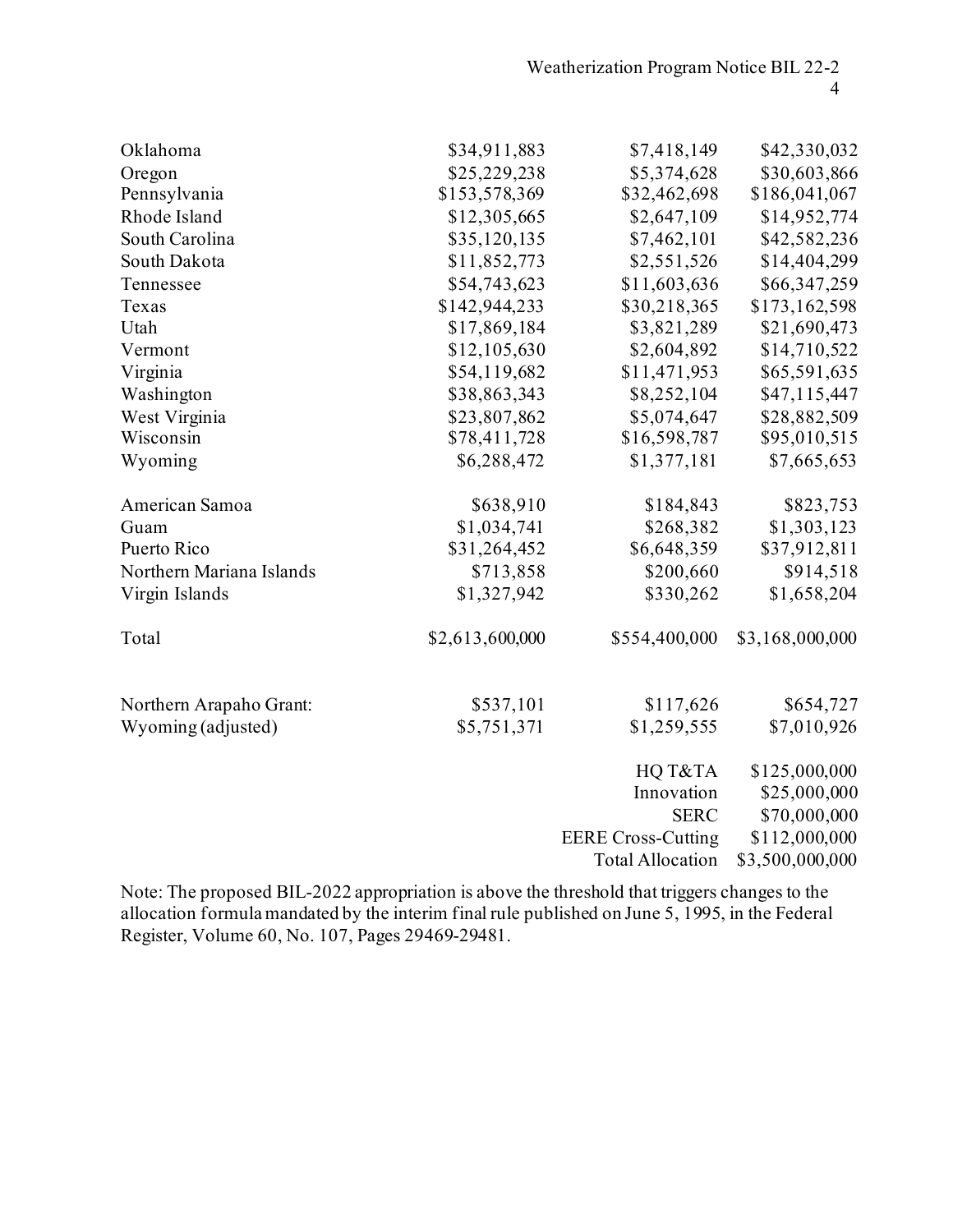| | | | |
|---|---|---|---|
| Oklahoma | $34,911,883 | $7,418,149 | $42,330,032 |
| Oregon | $25,229,238 | $5,374,628 | $30,603,866 |
| Pennsylvania | $153,578,369 | $32,462,698 | $186,041,067 |
| Rhode Island | $12,305,665 | $2,647,109 | $14,952,774 |
| South Carolina | $35,120,135 | $7,462,101 | $42,582,236 |
| South Dakota | $11,852,773 | $2,551,526 | $14,404,299 |
| Tennessee | $54,743,623 | $11,603,636 | $66,347,259 |
| Texas | $142,944,233 | $30,218,365 | $173,162,598 |
| Utah | $17,869,184 | $3,821,289 | $21,690,473 |
| Vermont | $12,105,630 | $2,604,892 | $14,710,522 |
| Virginia | $54,119,682 | $11,471,953 | $65,591,635 |
| Washington | $38,863,343 | $8,252,104 | $47,115,447 |
| West Virginia | $23,807,862 | $5,074,647 | $28,882,509 |
| Wisconsin | $78,411,728 | $16,598,787 | $95,010,515 |
| Wyoming | $6,288,472 | $1,377,181 | $7,665,653 |
| | | | |
| American Samoa | $638,910 | $184,843 | $823,753 |
| Guam | $1,034,741 | $268,382 | $1,303,123 |
| Puerto Rico | $31,264,452 | $6,648,359 | $37,912,811 |
| Northern Mariana Islands | $713,858 | $200,660 | $914,518 |
| Virgin Islands | $1,327,942 | $330,262 | $1,658,204 |
| | | | |
| Total | $2,613,600,000 | $554,400,000 | $3,168,000,000 |
| | | | |
| Northern Arapaho Grant: | $537,101 | $117,626 | $654,727 |
| Wyoming (adjusted) | $5,751,371 | $1,259,555 | $7,010,926 |
| | | | |
| | | HQ T&TA | $125,000,000 |
| | | Innovation | $25,000,000 |
| | | SERC | $70,000,000 |
| | | EERE Cross-Cutting | $112,000,000 |
| | | Total Allocation | $3,500,000,000 |

Note: The proposed BIL-2022 appropriation is above the threshold that triggers changes to the allocation formula mandated by the interim final rule published on June 5, 1995, in the Federal Register, Volume 60, No. 107, Pages 29469-29481.